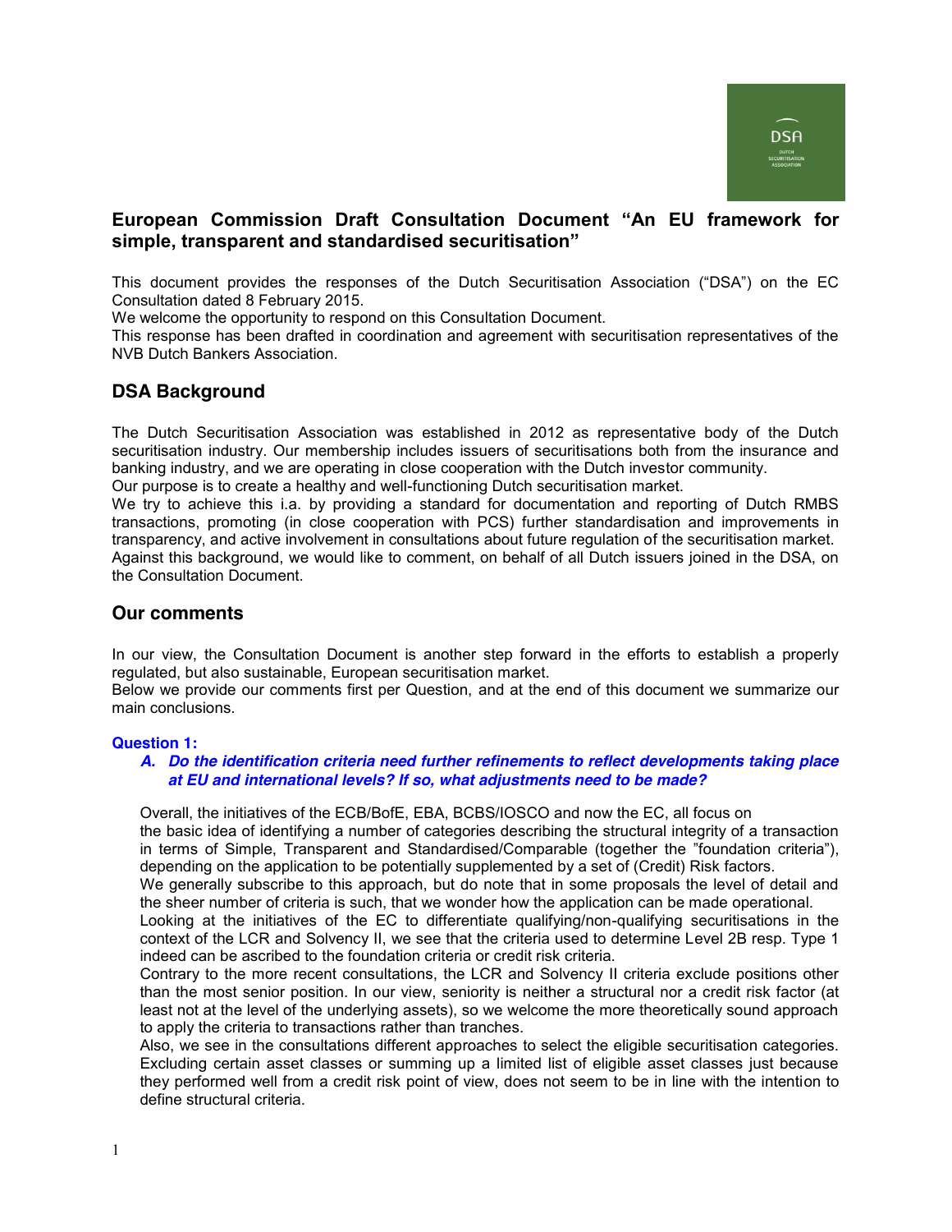# European Commission Draft Consultation Document "An EU framework for simple, transparent and standardised securitisation"

This document provides the responses of the Dutch Securitisation Association ("DSA") on the EC Consultation dated 8 February 2015.
We welcome the opportunity to respond on this Consultation Document.
This response has been drafted in coordination and agreement with securitisation representatives of the NVB Dutch Bankers Association.

## DSA Background

The Dutch Securitisation Association was established in 2012 as representative body of the Dutch securitisation industry. Our membership includes issuers of securitisations both from the insurance and banking industry, and we are operating in close cooperation with the Dutch investor community.
Our purpose is to create a healthy and well-functioning Dutch securitisation market.
We try to achieve this i.a. by providing a standard for documentation and reporting of Dutch RMBS transactions, promoting (in close cooperation with PCS) further standardisation and improvements in transparency, and active involvement in consultations about future regulation of the securitisation market.
Against this background, we would like to comment, on behalf of all Dutch issuers joined in the DSA, on the Consultation Document.

## Our comments

In our view, the Consultation Document is another step forward in the efforts to establish a properly regulated, but also sustainable, European securitisation market.
Below we provide our comments first per Question, and at the end of this document we summarize our main conclusions.

### Question 1:

***A. Do the identification criteria need further refinements to reflect developments taking place at EU and international levels? If so, what adjustments need to be made?***

Overall, the initiatives of the ECB/BofE, EBA, BCBS/IOSCO and now the EC, all focus on the basic idea of identifying a number of categories describing the structural integrity of a transaction in terms of Simple, Transparent and Standardised/Comparable (together the "foundation criteria"), depending on the application to be potentially supplemented by a set of (Credit) Risk factors.
We generally subscribe to this approach, but do note that in some proposals the level of detail and the sheer number of criteria is such, that we wonder how the application can be made operational.
Looking at the initiatives of the EC to differentiate qualifying/non-qualifying securitisations in the context of the LCR and Solvency II, we see that the criteria used to determine Level 2B resp. Type 1 indeed can be ascribed to the foundation criteria or credit risk criteria.
Contrary to the more recent consultations, the LCR and Solvency II criteria exclude positions other than the most senior position. In our view, seniority is neither a structural nor a credit risk factor (at least not at the level of the underlying assets), so we welcome the more theoretically sound approach to apply the criteria to transactions rather than tranches.
Also, we see in the consultations different approaches to select the eligible securitisation categories. Excluding certain asset classes or summing up a limited list of eligible asset classes just because they performed well from a credit risk point of view, does not seem to be in line with the intention to define structural criteria.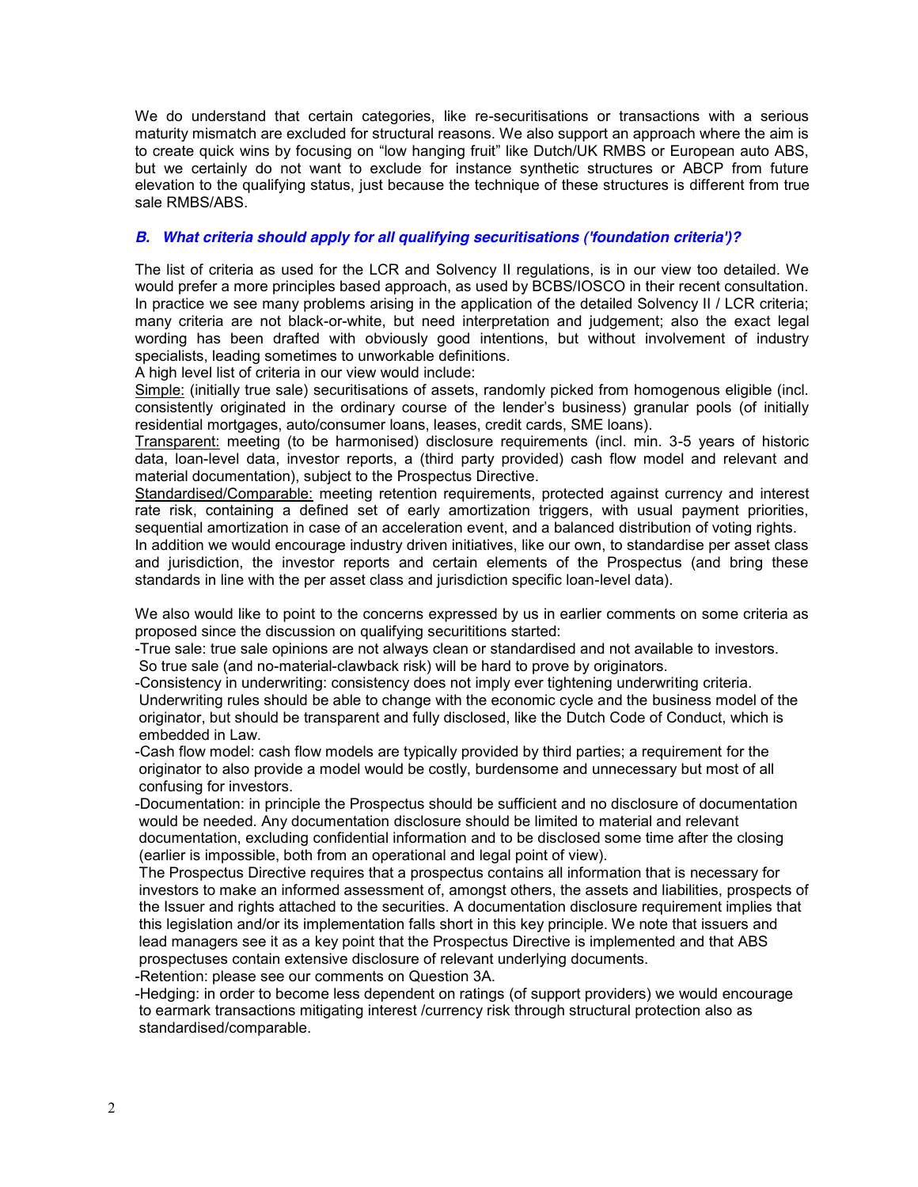We do understand that certain categories, like re-securitisations or transactions with a serious maturity mismatch are excluded for structural reasons. We also support an approach where the aim is to create quick wins by focusing on "low hanging fruit" like Dutch/UK RMBS or European auto ABS, but we certainly do not want to exclude for instance synthetic structures or ABCP from future elevation to the qualifying status, just because the technique of these structures is different from true sale RMBS/ABS.

### *B. What criteria should apply for all qualifying securitisations ('foundation criteria')?*

The list of criteria as used for the LCR and Solvency II regulations, is in our view too detailed. We would prefer a more principles based approach, as used by BCBS/IOSCO in their recent consultation. In practice we see many problems arising in the application of the detailed Solvency II / LCR criteria; many criteria are not black-or-white, but need interpretation and judgement; also the exact legal wording has been drafted with obviously good intentions, but without involvement of industry specialists, leading sometimes to unworkable definitions.

A high level list of criteria in our view would include:

Simple: (initially true sale) securitisations of assets, randomly picked from homogenous eligible (incl. consistently originated in the ordinary course of the lender's business) granular pools (of initially residential mortgages, auto/consumer loans, leases, credit cards, SME loans).

Transparent: meeting (to be harmonised) disclosure requirements (incl. min. 3-5 years of historic data, loan-level data, investor reports, a (third party provided) cash flow model and relevant and material documentation), subject to the Prospectus Directive.

Standardised/Comparable: meeting retention requirements, protected against currency and interest rate risk, containing a defined set of early amortization triggers, with usual payment priorities, sequential amortization in case of an acceleration event, and a balanced distribution of voting rights.

In addition we would encourage industry driven initiatives, like our own, to standardise per asset class and jurisdiction, the investor reports and certain elements of the Prospectus (and bring these standards in line with the per asset class and jurisdiction specific loan-level data).

We also would like to point to the concerns expressed by us in earlier comments on some criteria as proposed since the discussion on qualifying securititions started:

- True sale: true sale opinions are not always clean or standardised and not available to investors. So true sale (and no-material-clawback risk) will be hard to prove by originators.
- Consistency in underwriting: consistency does not imply ever tightening underwriting criteria. Underwriting rules should be able to change with the economic cycle and the business model of the originator, but should be transparent and fully disclosed, like the Dutch Code of Conduct, which is embedded in Law.
- Cash flow model: cash flow models are typically provided by third parties; a requirement for the originator to also provide a model would be costly, burdensome and unnecessary but most of all confusing for investors.
- Documentation: in principle the Prospectus should be sufficient and no disclosure of documentation would be needed. Any documentation disclosure should be limited to material and relevant documentation, excluding confidential information and to be disclosed some time after the closing (earlier is impossible, both from an operational and legal point of view).

  The Prospectus Directive requires that a prospectus contains all information that is necessary for investors to make an informed assessment of, amongst others, the assets and liabilities, prospects of the Issuer and rights attached to the securities. A documentation disclosure requirement implies that this legislation and/or its implementation falls short in this key principle. We note that issuers and lead managers see it as a key point that the Prospectus Directive is implemented and that ABS prospectuses contain extensive disclosure of relevant underlying documents.
- Retention: please see our comments on Question 3A.
- Hedging: in order to become less dependent on ratings (of support providers) we would encourage to earmark transactions mitigating interest /currency risk through structural protection also as standardised/comparable.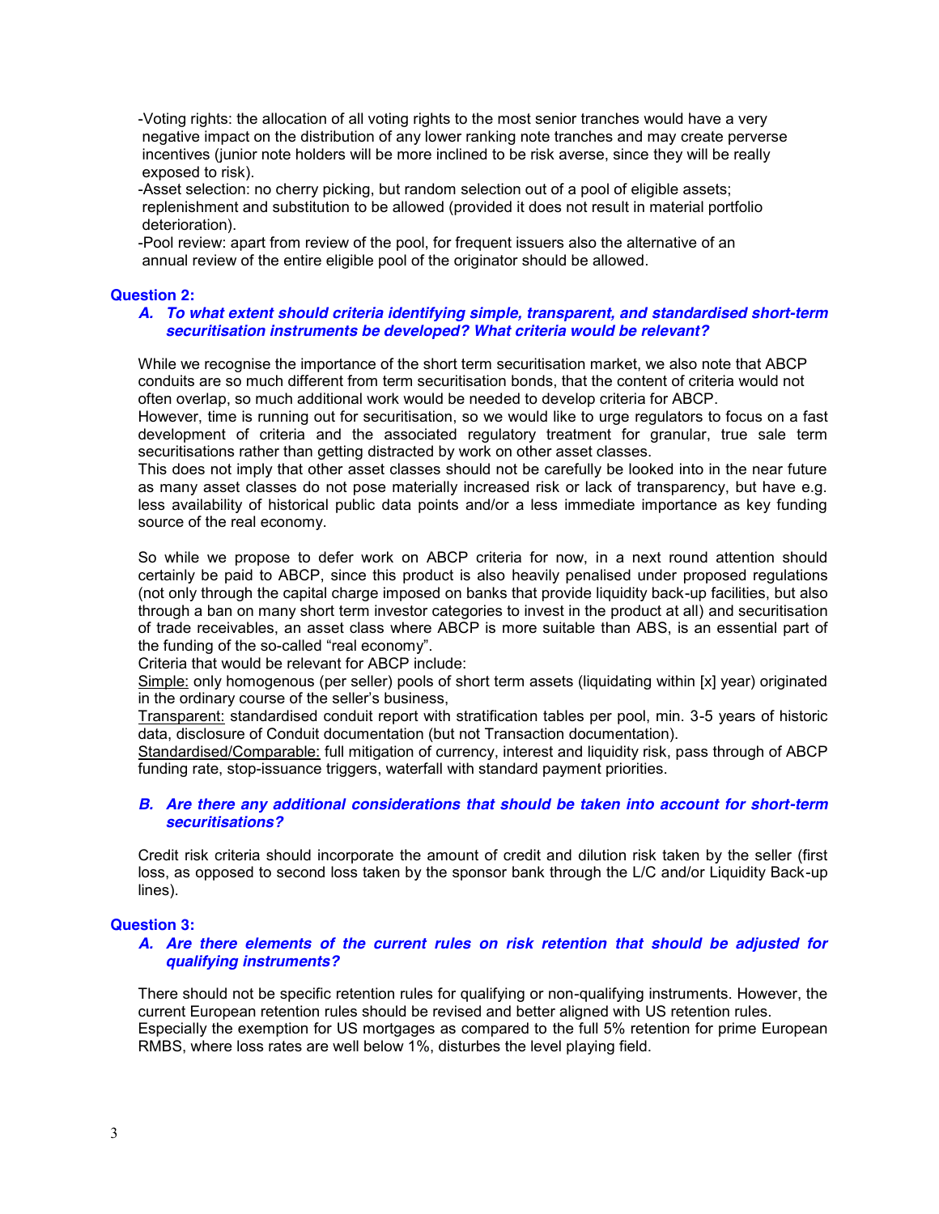-Voting rights: the allocation of all voting rights to the most senior tranches would have a very negative impact on the distribution of any lower ranking note tranches and may create perverse incentives (junior note holders will be more inclined to be risk averse, since they will be really exposed to risk).

-Asset selection: no cherry picking, but random selection out of a pool of eligible assets; replenishment and substitution to be allowed (provided it does not result in material portfolio deterioration).

-Pool review: apart from review of the pool, for frequent issuers also the alternative of an annual review of the entire eligible pool of the originator should be allowed.

**Question 2:**

***A. To what extent should criteria identifying simple, transparent, and standardised short-term securitisation instruments be developed? What criteria would be relevant?***

While we recognise the importance of the short term securitisation market, we also note that ABCP conduits are so much different from term securitisation bonds, that the content of criteria would not often overlap, so much additional work would be needed to develop criteria for ABCP.
However, time is running out for securitisation, so we would like to urge regulators to focus on a fast development of criteria and the associated regulatory treatment for granular, true sale term securitisations rather than getting distracted by work on other asset classes.
This does not imply that other asset classes should not be carefully be looked into in the near future as many asset classes do not pose materially increased risk or lack of transparency, but have e.g. less availability of historical public data points and/or a less immediate importance as key funding source of the real economy.

So while we propose to defer work on ABCP criteria for now, in a next round attention should certainly be paid to ABCP, since this product is also heavily penalised under proposed regulations (not only through the capital charge imposed on banks that provide liquidity back-up facilities, but also through a ban on many short term investor categories to invest in the product at all) and securitisation of trade receivables, an asset class where ABCP is more suitable than ABS, is an essential part of the funding of the so-called "real economy".
Criteria that would be relevant for ABCP include:
Simple: only homogenous (per seller) pools of short term assets (liquidating within [x] year) originated in the ordinary course of the seller's business,
Transparent: standardised conduit report with stratification tables per pool, min. 3-5 years of historic data, disclosure of Conduit documentation (but not Transaction documentation).
Standardised/Comparable: full mitigation of currency, interest and liquidity risk, pass through of ABCP funding rate, stop-issuance triggers, waterfall with standard payment priorities.

***B. Are there any additional considerations that should be taken into account for short-term securitisations?***

Credit risk criteria should incorporate the amount of credit and dilution risk taken by the seller (first loss, as opposed to second loss taken by the sponsor bank through the L/C and/or Liquidity Back-up lines).

**Question 3:**

***A. Are there elements of the current rules on risk retention that should be adjusted for qualifying instruments?***

There should not be specific retention rules for qualifying or non-qualifying instruments. However, the current European retention rules should be revised and better aligned with US retention rules.
Especially the exemption for US mortgages as compared to the full 5% retention for prime European RMBS, where loss rates are well below 1%, disturbes the level playing field.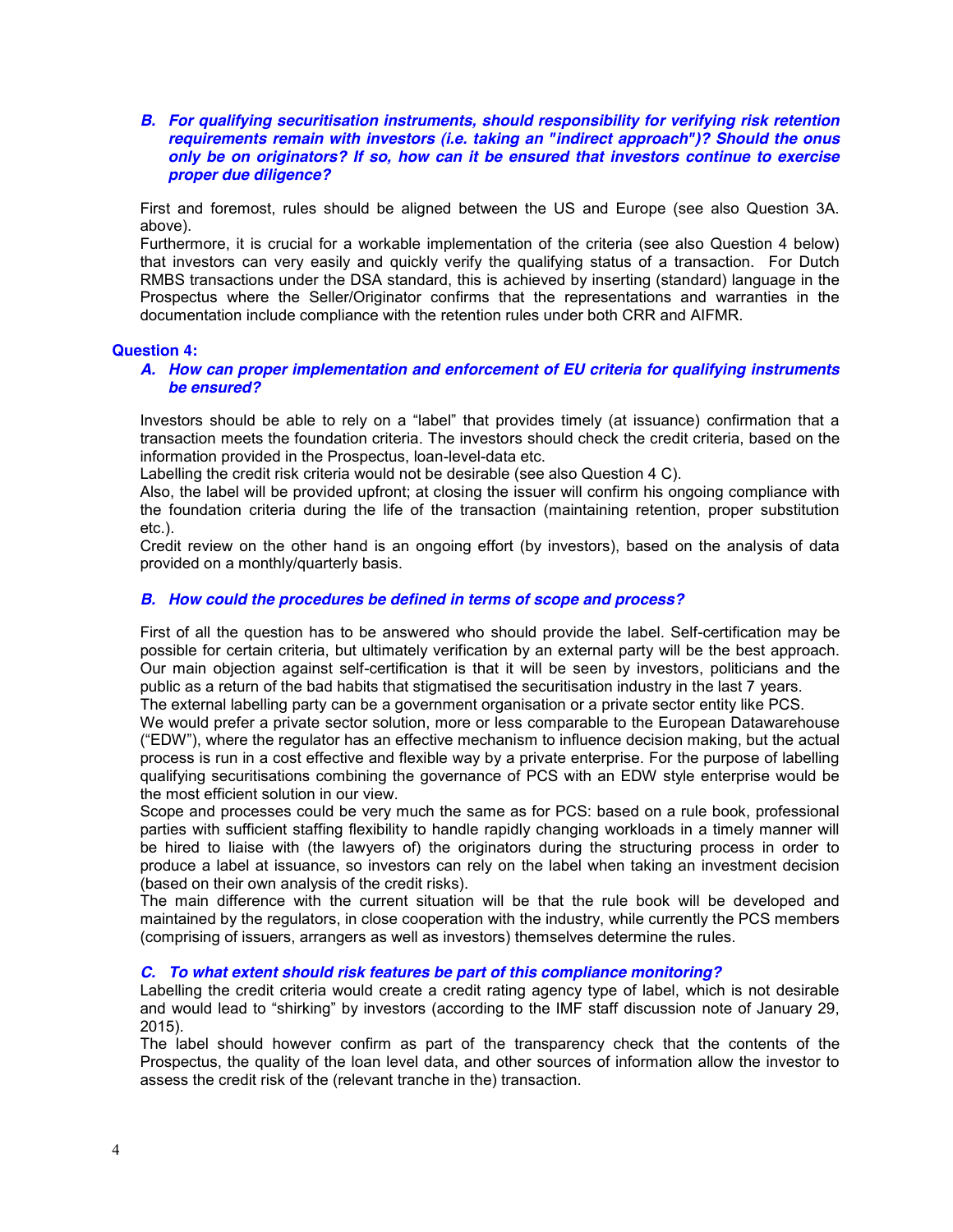***B. For qualifying securitisation instruments, should responsibility for verifying risk retention requirements remain with investors (i.e. taking an "indirect approach")? Should the onus only be on originators? If so, how can it be ensured that investors continue to exercise proper due diligence?***

First and foremost, rules should be aligned between the US and Europe (see also Question 3A. above).
Furthermore, it is crucial for a workable implementation of the criteria (see also Question 4 below) that investors can very easily and quickly verify the qualifying status of a transaction. For Dutch RMBS transactions under the DSA standard, this is achieved by inserting (standard) language in the Prospectus where the Seller/Originator confirms that the representations and warranties in the documentation include compliance with the retention rules under both CRR and AIFMR.

## Question 4:

***A. How can proper implementation and enforcement of EU criteria for qualifying instruments be ensured?***

Investors should be able to rely on a "label" that provides timely (at issuance) confirmation that a transaction meets the foundation criteria. The investors should check the credit criteria, based on the information provided in the Prospectus, loan-level-data etc.
Labelling the credit risk criteria would not be desirable (see also Question 4 C).
Also, the label will be provided upfront; at closing the issuer will confirm his ongoing compliance with the foundation criteria during the life of the transaction (maintaining retention, proper substitution etc.).
Credit review on the other hand is an ongoing effort (by investors), based on the analysis of data provided on a monthly/quarterly basis.

***B. How could the procedures be defined in terms of scope and process?***

First of all the question has to be answered who should provide the label. Self-certification may be possible for certain criteria, but ultimately verification by an external party will be the best approach. Our main objection against self-certification is that it will be seen by investors, politicians and the public as a return of the bad habits that stigmatised the securitisation industry in the last 7 years.
The external labelling party can be a government organisation or a private sector entity like PCS.
We would prefer a private sector solution, more or less comparable to the European Datawarehouse ("EDW"), where the regulator has an effective mechanism to influence decision making, but the actual process is run in a cost effective and flexible way by a private enterprise. For the purpose of labelling qualifying securitisations combining the governance of PCS with an EDW style enterprise would be the most efficient solution in our view.
Scope and processes could be very much the same as for PCS: based on a rule book, professional parties with sufficient staffing flexibility to handle rapidly changing workloads in a timely manner will be hired to liaise with (the lawyers of) the originators during the structuring process in order to produce a label at issuance, so investors can rely on the label when taking an investment decision (based on their own analysis of the credit risks).
The main difference with the current situation will be that the rule book will be developed and maintained by the regulators, in close cooperation with the industry, while currently the PCS members (comprising of issuers, arrangers as well as investors) themselves determine the rules.

***C. To what extent should risk features be part of this compliance monitoring?***

Labelling the credit criteria would create a credit rating agency type of label, which is not desirable and would lead to "shirking" by investors (according to the IMF staff discussion note of January 29, 2015).
The label should however confirm as part of the transparency check that the contents of the Prospectus, the quality of the loan level data, and other sources of information allow the investor to assess the credit risk of the (relevant tranche in the) transaction.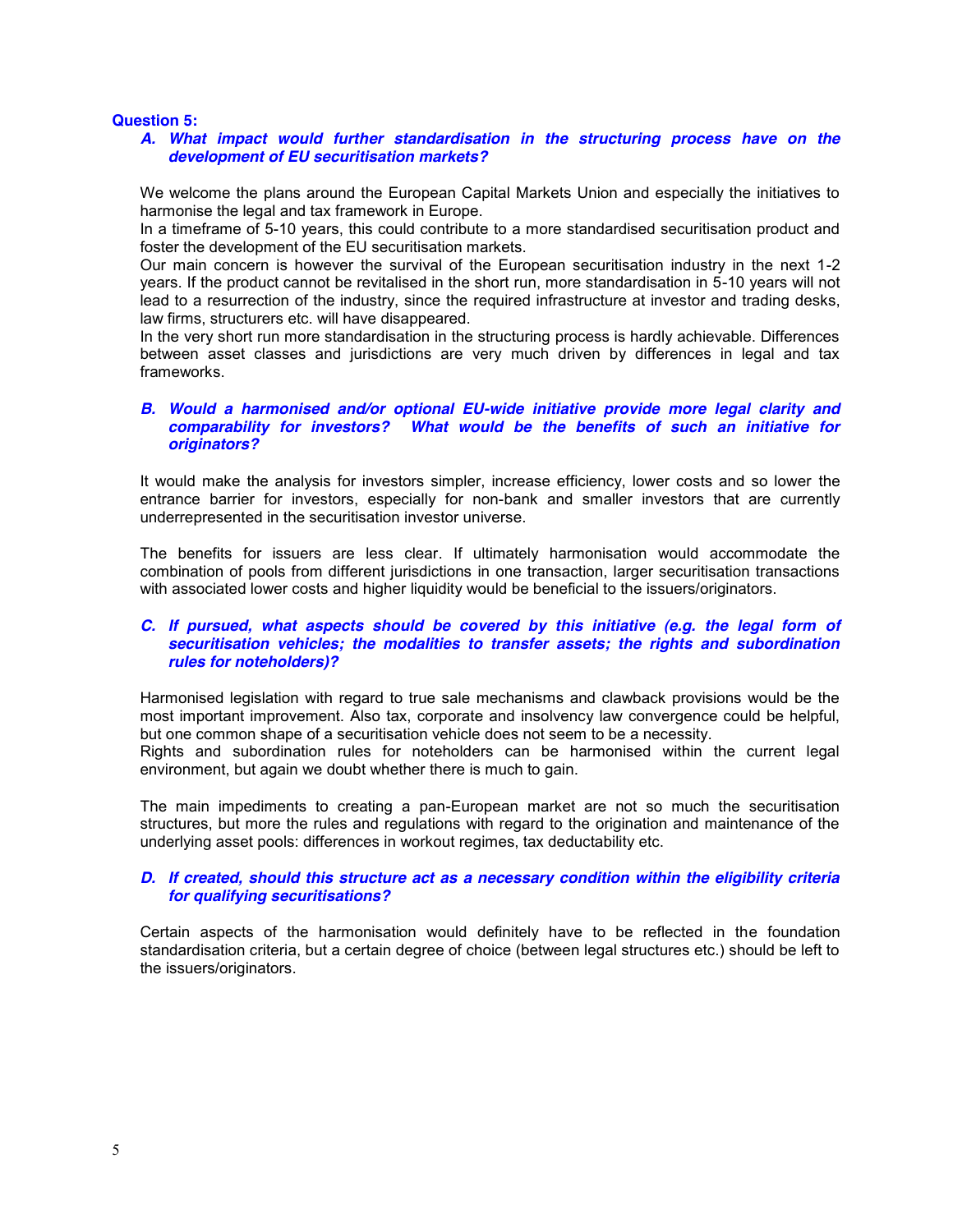**Question 5:**

***A. What impact would further standardisation in the structuring process have on the development of EU securitisation markets?***

We welcome the plans around the European Capital Markets Union and especially the initiatives to harmonise the legal and tax framework in Europe.
In a timeframe of 5-10 years, this could contribute to a more standardised securitisation product and foster the development of the EU securitisation markets.
Our main concern is however the survival of the European securitisation industry in the next 1-2 years. If the product cannot be revitalised in the short run, more standardisation in 5-10 years will not lead to a resurrection of the industry, since the required infrastructure at investor and trading desks, law firms, structurers etc. will have disappeared.
In the very short run more standardisation in the structuring process is hardly achievable. Differences between asset classes and jurisdictions are very much driven by differences in legal and tax frameworks.

***B. Would a harmonised and/or optional EU-wide initiative provide more legal clarity and comparability for investors? What would be the benefits of such an initiative for originators?***

It would make the analysis for investors simpler, increase efficiency, lower costs and so lower the entrance barrier for investors, especially for non-bank and smaller investors that are currently underrepresented in the securitisation investor universe.

The benefits for issuers are less clear. If ultimately harmonisation would accommodate the combination of pools from different jurisdictions in one transaction, larger securitisation transactions with associated lower costs and higher liquidity would be beneficial to the issuers/originators.

***C. If pursued, what aspects should be covered by this initiative (e.g. the legal form of securitisation vehicles; the modalities to transfer assets; the rights and subordination rules for noteholders)?***

Harmonised legislation with regard to true sale mechanisms and clawback provisions would be the most important improvement. Also tax, corporate and insolvency law convergence could be helpful, but one common shape of a securitisation vehicle does not seem to be a necessity.
Rights and subordination rules for noteholders can be harmonised within the current legal environment, but again we doubt whether there is much to gain.

The main impediments to creating a pan-European market are not so much the securitisation structures, but more the rules and regulations with regard to the origination and maintenance of the underlying asset pools: differences in workout regimes, tax deductability etc.

***D. If created, should this structure act as a necessary condition within the eligibility criteria for qualifying securitisations?***

Certain aspects of the harmonisation would definitely have to be reflected in the foundation standardisation criteria, but a certain degree of choice (between legal structures etc.) should be left to the issuers/originators.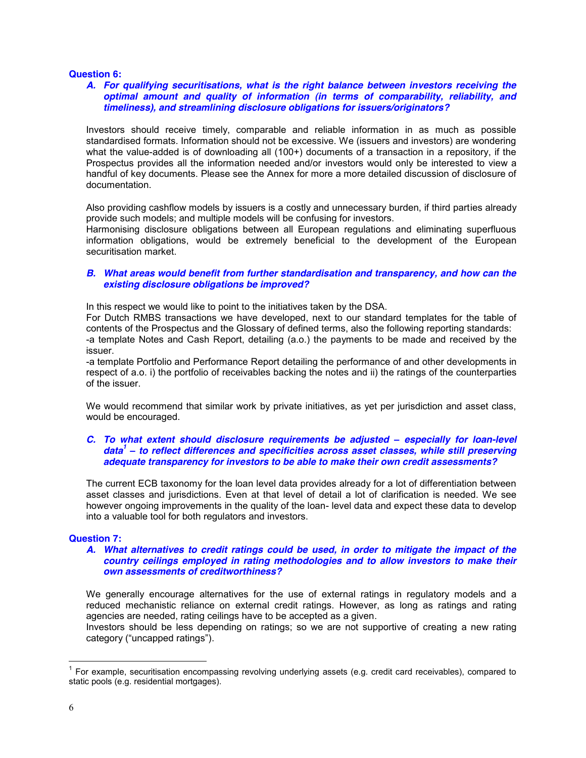**Question 6:**

***A. For qualifying securitisations, what is the right balance between investors receiving the optimal amount and quality of information (in terms of comparability, reliability, and timeliness), and streamlining disclosure obligations for issuers/originators?***

Investors should receive timely, comparable and reliable information in as much as possible standardised formats. Information should not be excessive. We (issuers and investors) are wondering what the value-added is of downloading all (100+) documents of a transaction in a repository, if the Prospectus provides all the information needed and/or investors would only be interested to view a handful of key documents. Please see the Annex for more a more detailed discussion of disclosure of documentation.

Also providing cashflow models by issuers is a costly and unnecessary burden, if third parties already provide such models; and multiple models will be confusing for investors.
Harmonising disclosure obligations between all European regulations and eliminating superfluous information obligations, would be extremely beneficial to the development of the European securitisation market.

***B. What areas would benefit from further standardisation and transparency, and how can the existing disclosure obligations be improved?***

In this respect we would like to point to the initiatives taken by the DSA.
For Dutch RMBS transactions we have developed, next to our standard templates for the table of contents of the Prospectus and the Glossary of defined terms, also the following reporting standards:
-a template Notes and Cash Report, detailing (a.o.) the payments to be made and received by the issuer.
-a template Portfolio and Performance Report detailing the performance of and other developments in respect of a.o. i) the portfolio of receivables backing the notes and ii) the ratings of the counterparties of the issuer.

We would recommend that similar work by private initiatives, as yet per jurisdiction and asset class, would be encouraged.

***C. To what extent should disclosure requirements be adjusted – especially for loan-level data[1] – to reflect differences and specificities across asset classes, while still preserving adequate transparency for investors to be able to make their own credit assessments?***

The current ECB taxonomy for the loan level data provides already for a lot of differentiation between asset classes and jurisdictions. Even at that level of detail a lot of clarification is needed. We see however ongoing improvements in the quality of the loan- level data and expect these data to develop into a valuable tool for both regulators and investors.

**Question 7:**

***A. What alternatives to credit ratings could be used, in order to mitigate the impact of the country ceilings employed in rating methodologies and to allow investors to make their own assessments of creditworthiness?***

We generally encourage alternatives for the use of external ratings in regulatory models and a reduced mechanistic reliance on external credit ratings. However, as long as ratings and rating agencies are needed, rating ceilings have to be accepted as a given.
Investors should be less depending on ratings; so we are not supportive of creating a new rating category (“uncapped ratings”).

---

[1] For example, securitisation encompassing revolving underlying assets (e.g. credit card receivables), compared to static pools (e.g. residential mortgages).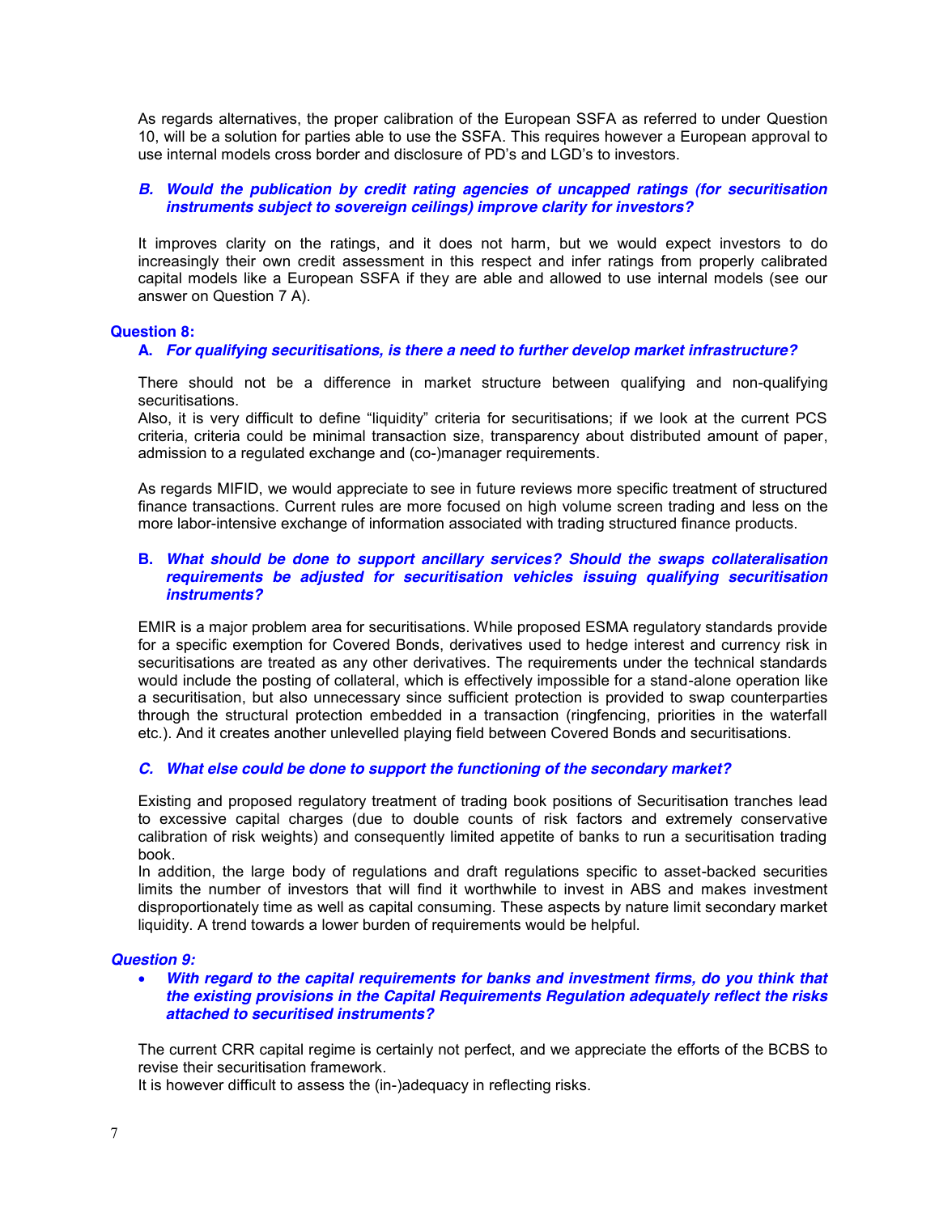As regards alternatives, the proper calibration of the European SSFA as referred to under Question 10, will be a solution for parties able to use the SSFA. This requires however a European approval to use internal models cross border and disclosure of PD's and LGD's to investors.

**_B. Would the publication by credit rating agencies of uncapped ratings (for securitisation instruments subject to sovereign ceilings) improve clarity for investors?_**

It improves clarity on the ratings, and it does not harm, but we would expect investors to do increasingly their own credit assessment in this respect and infer ratings from properly calibrated capital models like a European SSFA if they are able and allowed to use internal models (see our answer on Question 7 A).

**Question 8:**

**A. _For qualifying securitisations, is there a need to further develop market infrastructure?_**

There should not be a difference in market structure between qualifying and non-qualifying securitisations.
Also, it is very difficult to define "liquidity" criteria for securitisations; if we look at the current PCS criteria, criteria could be minimal transaction size, transparency about distributed amount of paper, admission to a regulated exchange and (co-)manager requirements.

As regards MIFID, we would appreciate to see in future reviews more specific treatment of structured finance transactions. Current rules are more focused on high volume screen trading and less on the more labor-intensive exchange of information associated with trading structured finance products.

**B. _What should be done to support ancillary services? Should the swaps collateralisation requirements be adjusted for securitisation vehicles issuing qualifying securitisation instruments?_**

EMIR is a major problem area for securitisations. While proposed ESMA regulatory standards provide for a specific exemption for Covered Bonds, derivatives used to hedge interest and currency risk in securitisations are treated as any other derivatives. The requirements under the technical standards would include the posting of collateral, which is effectively impossible for a stand-alone operation like a securitisation, but also unnecessary since sufficient protection is provided to swap counterparties through the structural protection embedded in a transaction (ringfencing, priorities in the waterfall etc.). And it creates another unlevelled playing field between Covered Bonds and securitisations.

**_C. What else could be done to support the functioning of the secondary market?_**

Existing and proposed regulatory treatment of trading book positions of Securitisation tranches lead to excessive capital charges (due to double counts of risk factors and extremely conservative calibration of risk weights) and consequently limited appetite of banks to run a securitisation trading book.
In addition, the large body of regulations and draft regulations specific to asset-backed securities limits the number of investors that will find it worthwhile to invest in ABS and makes investment disproportionately time as well as capital consuming. These aspects by nature limit secondary market liquidity. A trend towards a lower burden of requirements would be helpful.

**_Question 9:_**

- **_With regard to the capital requirements for banks and investment firms, do you think that the existing provisions in the Capital Requirements Regulation adequately reflect the risks attached to securitised instruments?_**

The current CRR capital regime is certainly not perfect, and we appreciate the efforts of the BCBS to revise their securitisation framework.
It is however difficult to assess the (in-)adequacy in reflecting risks.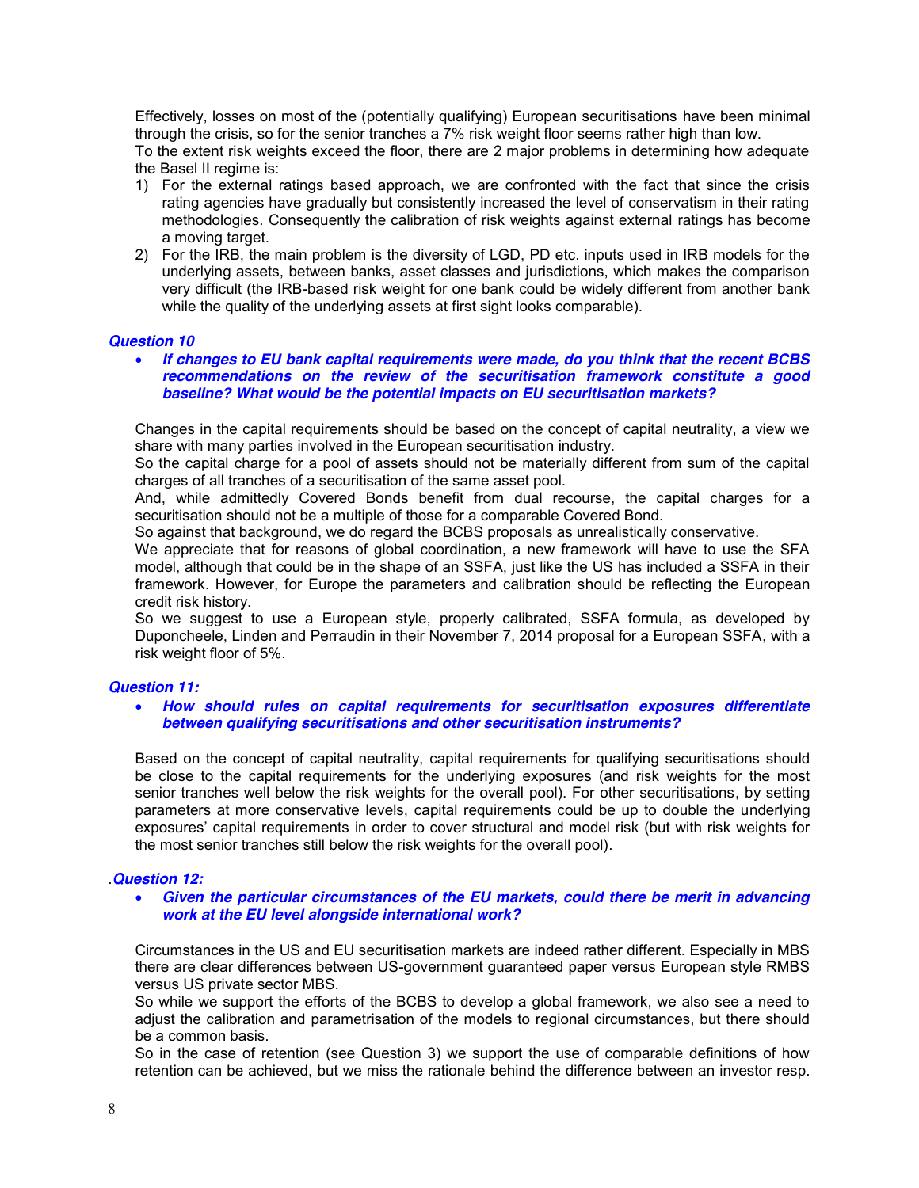Effectively, losses on most of the (potentially qualifying) European securitisations have been minimal through the crisis, so for the senior tranches a 7% risk weight floor seems rather high than low.
To the extent risk weights exceed the floor, there are 2 major problems in determining how adequate the Basel II regime is:

1) For the external ratings based approach, we are confronted with the fact that since the crisis rating agencies have gradually but consistently increased the level of conservatism in their rating methodologies. Consequently the calibration of risk weights against external ratings has become a moving target.
2) For the IRB, the main problem is the diversity of LGD, PD etc. inputs used in IRB models for the underlying assets, between banks, asset classes and jurisdictions, which makes the comparison very difficult (the IRB-based risk weight for one bank could be widely different from another bank while the quality of the underlying assets at first sight looks comparable).

### *Question 10*

- ***If changes to EU bank capital requirements were made, do you think that the recent BCBS recommendations on the review of the securitisation framework constitute a good baseline? What would be the potential impacts on EU securitisation markets?***

Changes in the capital requirements should be based on the concept of capital neutrality, a view we share with many parties involved in the European securitisation industry.
So the capital charge for a pool of assets should not be materially different from sum of the capital charges of all tranches of a securitisation of the same asset pool.
And, while admittedly Covered Bonds benefit from dual recourse, the capital charges for a securitisation should not be a multiple of those for a comparable Covered Bond.
So against that background, we do regard the BCBS proposals as unrealistically conservative.
We appreciate that for reasons of global coordination, a new framework will have to use the SFA model, although that could be in the shape of an SSFA, just like the US has included a SSFA in their framework. However, for Europe the parameters and calibration should be reflecting the European credit risk history.
So we suggest to use a European style, properly calibrated, SSFA formula, as developed by Duponcheele, Linden and Perraudin in their November 7, 2014 proposal for a European SSFA, with a risk weight floor of 5%.

### *Question 11:*

- ***How should rules on capital requirements for securitisation exposures differentiate between qualifying securitisations and other securitisation instruments?***

Based on the concept of capital neutrality, capital requirements for qualifying securitisations should be close to the capital requirements for the underlying exposures (and risk weights for the most senior tranches well below the risk weights for the overall pool). For other securitisations, by setting parameters at more conservative levels, capital requirements could be up to double the underlying exposures' capital requirements in order to cover structural and model risk (but with risk weights for the most senior tranches still below the risk weights for the overall pool).

### .*Question 12:*

- ***Given the particular circumstances of the EU markets, could there be merit in advancing work at the EU level alongside international work?***

Circumstances in the US and EU securitisation markets are indeed rather different. Especially in MBS there are clear differences between US-government guaranteed paper versus European style RMBS versus US private sector MBS.
So while we support the efforts of the BCBS to develop a global framework, we also see a need to adjust the calibration and parametrisation of the models to regional circumstances, but there should be a common basis.
So in the case of retention (see Question 3) we support the use of comparable definitions of how retention can be achieved, but we miss the rationale behind the difference between an investor resp.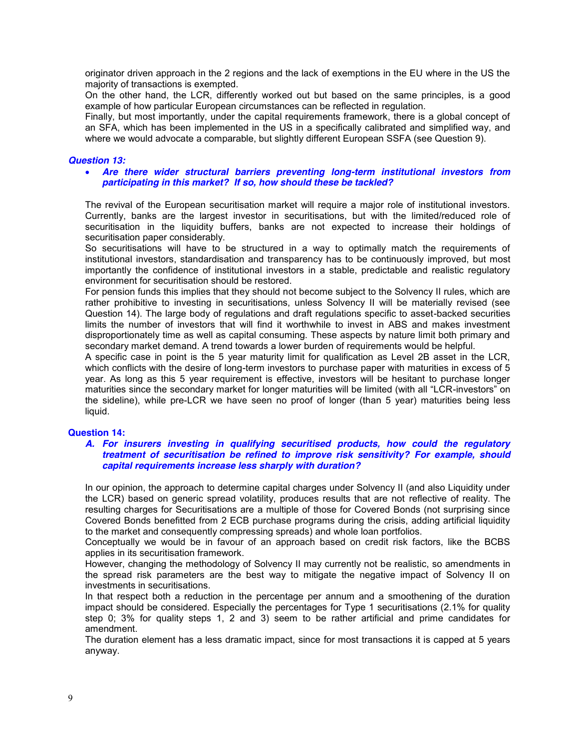originator driven approach in the 2 regions and the lack of exemptions in the EU where in the US the majority of transactions is exempted.
On the other hand, the LCR, differently worked out but based on the same principles, is a good example of how particular European circumstances can be reflected in regulation.
Finally, but most importantly, under the capital requirements framework, there is a global concept of an SFA, which has been implemented in the US in a specifically calibrated and simplified way, and where we would advocate a comparable, but slightly different European SSFA (see Question 9).

### *Question 13:*

- ***Are there wider structural barriers preventing long-term institutional investors from participating in this market? If so, how should these be tackled?***

The revival of the European securitisation market will require a major role of institutional investors. Currently, banks are the largest investor in securitisations, but with the limited/reduced role of securitisation in the liquidity buffers, banks are not expected to increase their holdings of securitisation paper considerably.
So securitisations will have to be structured in a way to optimally match the requirements of institutional investors, standardisation and transparency has to be continuously improved, but most importantly the confidence of institutional investors in a stable, predictable and realistic regulatory environment for securitisation should be restored.
For pension funds this implies that they should not become subject to the Solvency II rules, which are rather prohibitive to investing in securitisations, unless Solvency II will be materially revised (see Question 14). The large body of regulations and draft regulations specific to asset-backed securities limits the number of investors that will find it worthwhile to invest in ABS and makes investment disproportionately time as well as capital consuming. These aspects by nature limit both primary and secondary market demand. A trend towards a lower burden of requirements would be helpful.
A specific case in point is the 5 year maturity limit for qualification as Level 2B asset in the LCR, which conflicts with the desire of long-term investors to purchase paper with maturities in excess of 5 year. As long as this 5 year requirement is effective, investors will be hesitant to purchase longer maturities since the secondary market for longer maturities will be limited (with all "LCR-investors" on the sideline), while pre-LCR we have seen no proof of longer (than 5 year) maturities being less liquid.

### Question 14:

***A. For insurers investing in qualifying securitised products, how could the regulatory treatment of securitisation be refined to improve risk sensitivity? For example, should capital requirements increase less sharply with duration?***

In our opinion, the approach to determine capital charges under Solvency II (and also Liquidity under the LCR) based on generic spread volatility, produces results that are not reflective of reality. The resulting charges for Securitisations are a multiple of those for Covered Bonds (not surprising since Covered Bonds benefitted from 2 ECB purchase programs during the crisis, adding artificial liquidity to the market and consequently compressing spreads) and whole loan portfolios.
Conceptually we would be in favour of an approach based on credit risk factors, like the BCBS applies in its securitisation framework.
However, changing the methodology of Solvency II may currently not be realistic, so amendments in the spread risk parameters are the best way to mitigate the negative impact of Solvency II on investments in securitisations.
In that respect both a reduction in the percentage per annum and a smoothening of the duration impact should be considered. Especially the percentages for Type 1 securitisations (2.1% for quality step 0; 3% for quality steps 1, 2 and 3) seem to be rather artificial and prime candidates for amendment.
The duration element has a less dramatic impact, since for most transactions it is capped at 5 years anyway.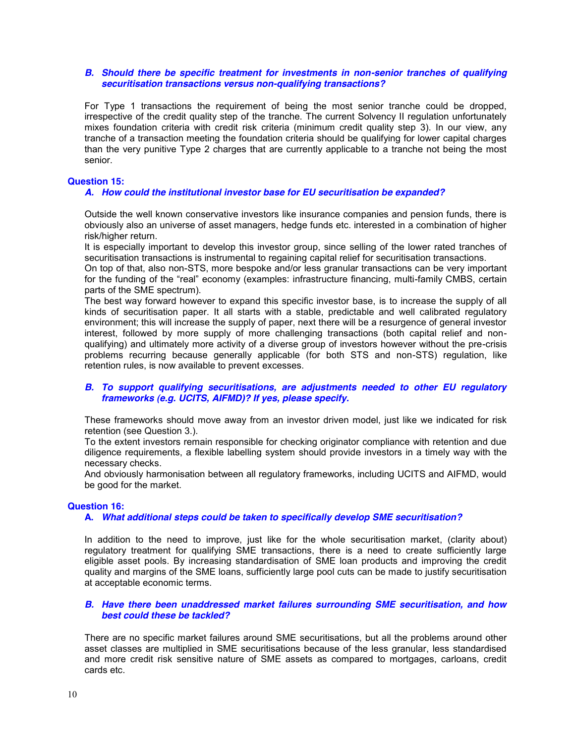***B. Should there be specific treatment for investments in non-senior tranches of qualifying securitisation transactions versus non-qualifying transactions?***

For Type 1 transactions the requirement of being the most senior tranche could be dropped, irrespective of the credit quality step of the tranche. The current Solvency II regulation unfortunately mixes foundation criteria with credit risk criteria (minimum credit quality step 3). In our view, any tranche of a transaction meeting the foundation criteria should be qualifying for lower capital charges than the very punitive Type 2 charges that are currently applicable to a tranche not being the most senior.

**Question 15:**

***A. How could the institutional investor base for EU securitisation be expanded?***

Outside the well known conservative investors like insurance companies and pension funds, there is obviously also an universe of asset managers, hedge funds etc. interested in a combination of higher risk/higher return.

It is especially important to develop this investor group, since selling of the lower rated tranches of securitisation transactions is instrumental to regaining capital relief for securitisation transactions.

On top of that, also non-STS, more bespoke and/or less granular transactions can be very important for the funding of the "real" economy (examples: infrastructure financing, multi-family CMBS, certain parts of the SME spectrum).

The best way forward however to expand this specific investor base, is to increase the supply of all kinds of securitisation paper. It all starts with a stable, predictable and well calibrated regulatory environment; this will increase the supply of paper, next there will be a resurgence of general investor interest, followed by more supply of more challenging transactions (both capital relief and non-qualifying) and ultimately more activity of a diverse group of investors however without the pre-crisis problems recurring because generally applicable (for both STS and non-STS) regulation, like retention rules, is now available to prevent excesses.

***B. To support qualifying securitisations, are adjustments needed to other EU regulatory frameworks (e.g. UCITS, AIFMD)? If yes, please specify.***

These frameworks should move away from an investor driven model, just like we indicated for risk retention (see Question 3.).

To the extent investors remain responsible for checking originator compliance with retention and due diligence requirements, a flexible labelling system should provide investors in a timely way with the necessary checks.

And obviously harmonisation between all regulatory frameworks, including UCITS and AIFMD, would be good for the market.

**Question 16:**

***A. What additional steps could be taken to specifically develop SME securitisation?***

In addition to the need to improve, just like for the whole securitisation market, (clarity about) regulatory treatment for qualifying SME transactions, there is a need to create sufficiently large eligible asset pools. By increasing standardisation of SME loan products and improving the credit quality and margins of the SME loans, sufficiently large pool cuts can be made to justify securitisation at acceptable economic terms.

***B. Have there been unaddressed market failures surrounding SME securitisation, and how best could these be tackled?***

There are no specific market failures around SME securitisations, but all the problems around other asset classes are multiplied in SME securitisations because of the less granular, less standardised and more credit risk sensitive nature of SME assets as compared to mortgages, carloans, credit cards etc.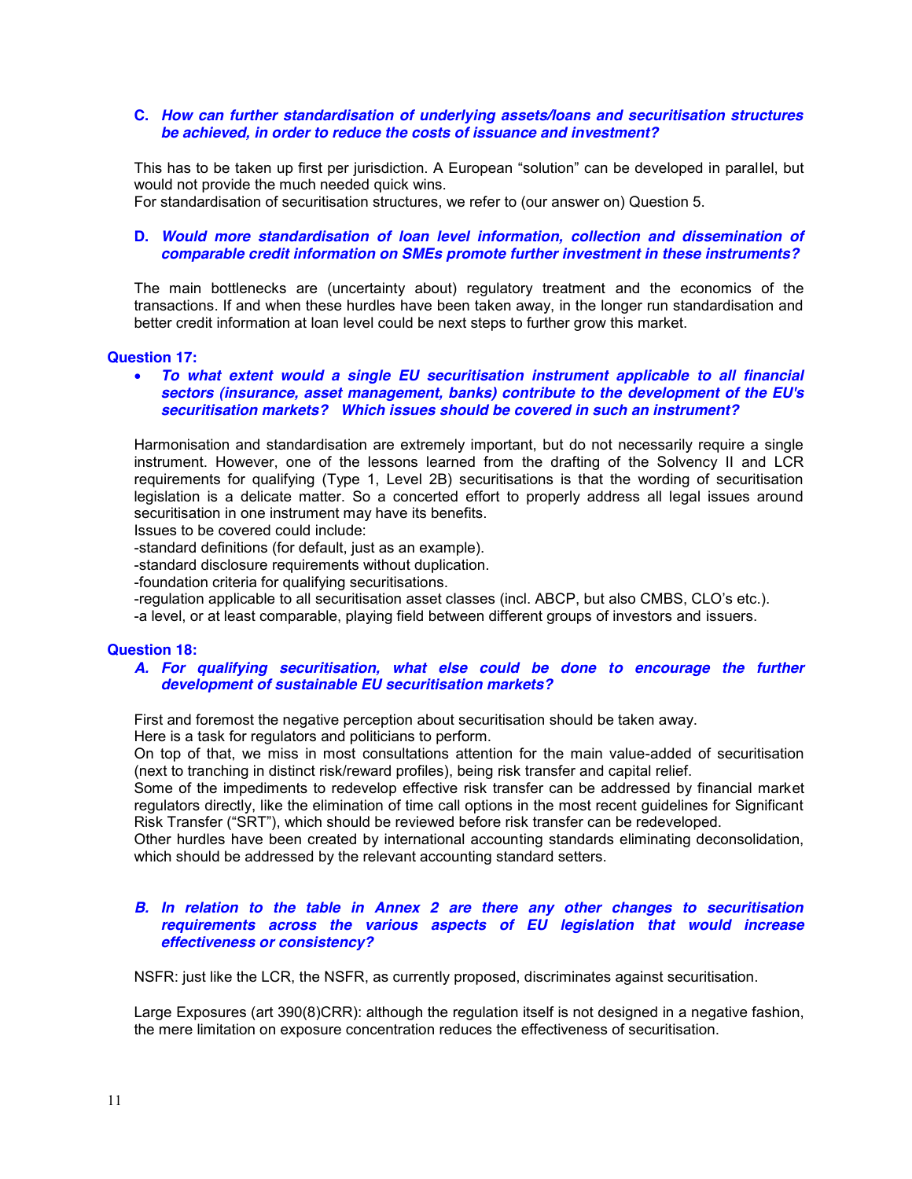**C. *How can further standardisation of underlying assets/loans and securitisation structures be achieved, in order to reduce the costs of issuance and investment?***

This has to be taken up first per jurisdiction. A European "solution" can be developed in parallel, but would not provide the much needed quick wins.
For standardisation of securitisation structures, we refer to (our answer on) Question 5.

**D. *Would more standardisation of loan level information, collection and dissemination of comparable credit information on SMEs promote further investment in these instruments?***

The main bottlenecks are (uncertainty about) regulatory treatment and the economics of the transactions. If and when these hurdles have been taken away, in the longer run standardisation and better credit information at loan level could be next steps to further grow this market.

### Question 17:

- ***To what extent would a single EU securitisation instrument applicable to all financial sectors (insurance, asset management, banks) contribute to the development of the EU's securitisation markets? Which issues should be covered in such an instrument?***

Harmonisation and standardisation are extremely important, but do not necessarily require a single instrument. However, one of the lessons learned from the drafting of the Solvency II and LCR requirements for qualifying (Type 1, Level 2B) securitisations is that the wording of securitisation legislation is a delicate matter. So a concerted effort to properly address all legal issues around securitisation in one instrument may have its benefits.
Issues to be covered could include:
-standard definitions (for default, just as an example).
-standard disclosure requirements without duplication.
-foundation criteria for qualifying securitisations.
-regulation applicable to all securitisation asset classes (incl. ABCP, but also CMBS, CLO's etc.).
-a level, or at least comparable, playing field between different groups of investors and issuers.

### Question 18:

**A. *For qualifying securitisation, what else could be done to encourage the further development of sustainable EU securitisation markets?***

First and foremost the negative perception about securitisation should be taken away.
Here is a task for regulators and politicians to perform.
On top of that, we miss in most consultations attention for the main value-added of securitisation (next to tranching in distinct risk/reward profiles), being risk transfer and capital relief.
Some of the impediments to redevelop effective risk transfer can be addressed by financial market regulators directly, like the elimination of time call options in the most recent guidelines for Significant Risk Transfer ("SRT"), which should be reviewed before risk transfer can be redeveloped.
Other hurdles have been created by international accounting standards eliminating deconsolidation, which should be addressed by the relevant accounting standard setters.

**B. *In relation to the table in Annex 2 are there any other changes to securitisation requirements across the various aspects of EU legislation that would increase effectiveness or consistency?***

NSFR: just like the LCR, the NSFR, as currently proposed, discriminates against securitisation.

Large Exposures (art 390(8)CRR): although the regulation itself is not designed in a negative fashion, the mere limitation on exposure concentration reduces the effectiveness of securitisation.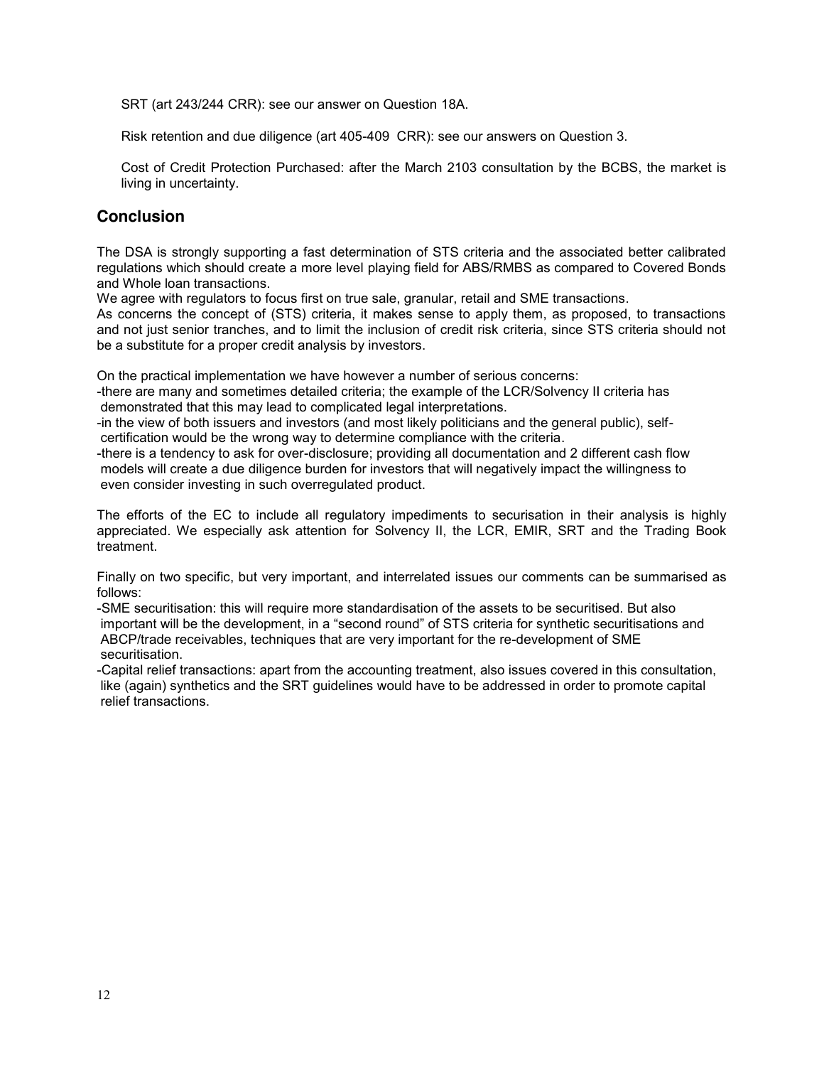SRT (art 243/244 CRR): see our answer on Question 18A.

Risk retention and due diligence (art 405-409 CRR): see our answers on Question 3.

Cost of Credit Protection Purchased: after the March 2103 consultation by the BCBS, the market is living in uncertainty.

## Conclusion

The DSA is strongly supporting a fast determination of STS criteria and the associated better calibrated regulations which should create a more level playing field for ABS/RMBS as compared to Covered Bonds and Whole loan transactions.
We agree with regulators to focus first on true sale, granular, retail and SME transactions.
As concerns the concept of (STS) criteria, it makes sense to apply them, as proposed, to transactions and not just senior tranches, and to limit the inclusion of credit risk criteria, since STS criteria should not be a substitute for a proper credit analysis by investors.

On the practical implementation we have however a number of serious concerns:
-there are many and sometimes detailed criteria; the example of the LCR/Solvency II criteria has demonstrated that this may lead to complicated legal interpretations.
-in the view of both issuers and investors (and most likely politicians and the general public), self-certification would be the wrong way to determine compliance with the criteria.
-there is a tendency to ask for over-disclosure; providing all documentation and 2 different cash flow models will create a due diligence burden for investors that will negatively impact the willingness to even consider investing in such overregulated product.

The efforts of the EC to include all regulatory impediments to securisation in their analysis is highly appreciated. We especially ask attention for Solvency II, the LCR, EMIR, SRT and the Trading Book treatment.

Finally on two specific, but very important, and interrelated issues our comments can be summarised as follows:
-SME securitisation: this will require more standardisation of the assets to be securitised. But also important will be the development, in a "second round" of STS criteria for synthetic securitisations and ABCP/trade receivables, techniques that are very important for the re-development of SME securitisation.
-Capital relief transactions: apart from the accounting treatment, also issues covered in this consultation, like (again) synthetics and the SRT guidelines would have to be addressed in order to promote capital relief transactions.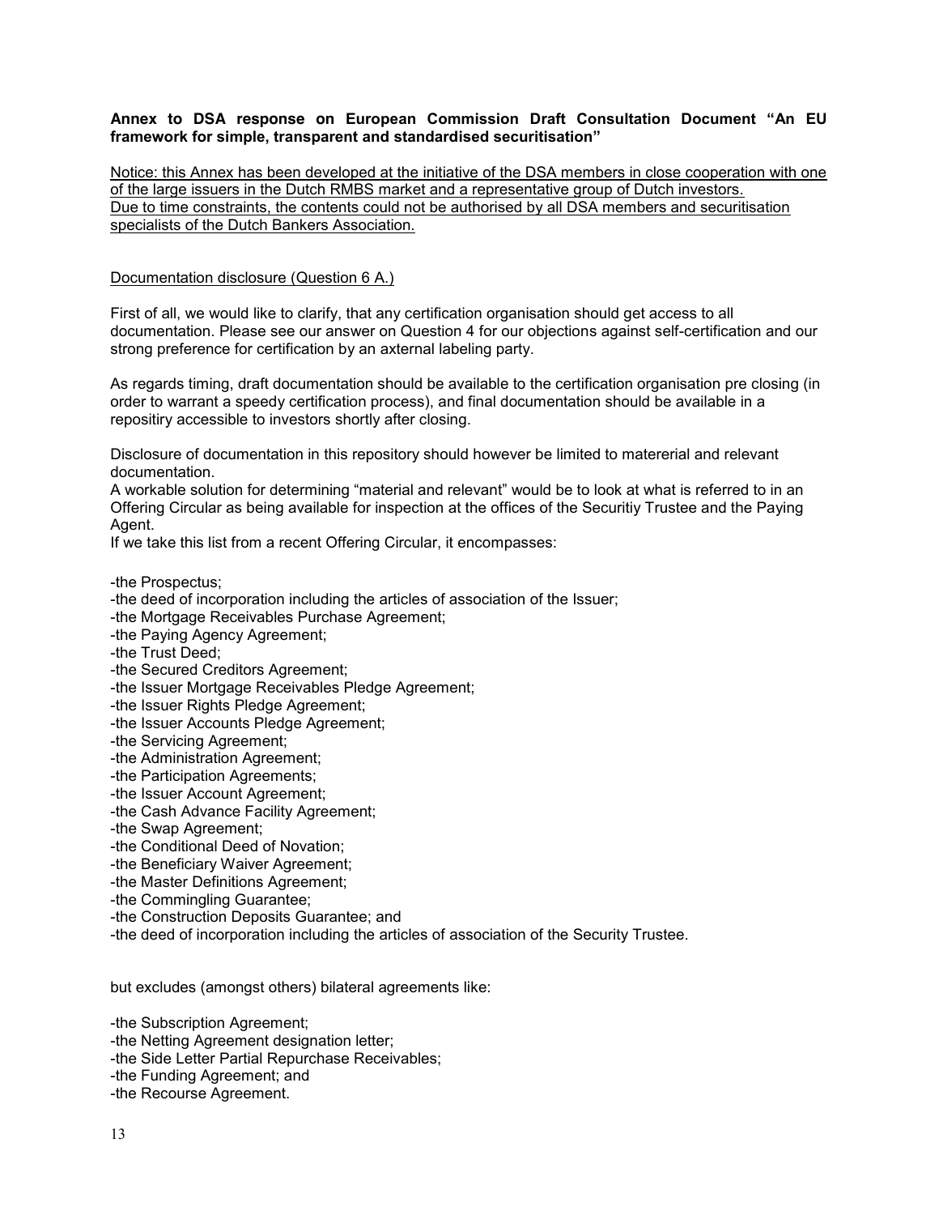**Annex to DSA response on European Commission Draft Consultation Document "An EU framework for simple, transparent and standardised securitisation"**

<u>Notice: this Annex has been developed at the initiative of the DSA members in close cooperation with one of the large issuers in the Dutch RMBS market and a representative group of Dutch investors. Due to time constraints, the contents could not be authorised by all DSA members and securitisation specialists of the Dutch Bankers Association.</u>

<u>Documentation disclosure (Question 6 A.)</u>

First of all, we would like to clarify, that any certification organisation should get access to all documentation. Please see our answer on Question 4 for our objections against self-certification and our strong preference for certification by an axternal labeling party.

As regards timing, draft documentation should be available to the certification organisation pre closing (in order to warrant a speedy certification process), and final documentation should be available in a repositiry accessible to investors shortly after closing.

Disclosure of documentation in this repository should however be limited to matererial and relevant documentation.
A workable solution for determining "material and relevant" would be to look at what is referred to in an Offering Circular as being available for inspection at the offices of the Securitiy Trustee and the Paying Agent.
If we take this list from a recent Offering Circular, it encompasses:

-the Prospectus;
-the deed of incorporation including the articles of association of the Issuer;
-the Mortgage Receivables Purchase Agreement;
-the Paying Agency Agreement;
-the Trust Deed;
-the Secured Creditors Agreement;
-the Issuer Mortgage Receivables Pledge Agreement;
-the Issuer Rights Pledge Agreement;
-the Issuer Accounts Pledge Agreement;
-the Servicing Agreement;
-the Administration Agreement;
-the Participation Agreements;
-the Issuer Account Agreement;
-the Cash Advance Facility Agreement;
-the Swap Agreement;
-the Conditional Deed of Novation;
-the Beneficiary Waiver Agreement;
-the Master Definitions Agreement;
-the Commingling Guarantee;
-the Construction Deposits Guarantee; and
-the deed of incorporation including the articles of association of the Security Trustee.

but excludes (amongst others) bilateral agreements like:

-the Subscription Agreement;
-the Netting Agreement designation letter;
-the Side Letter Partial Repurchase Receivables;
-the Funding Agreement; and
-the Recourse Agreement.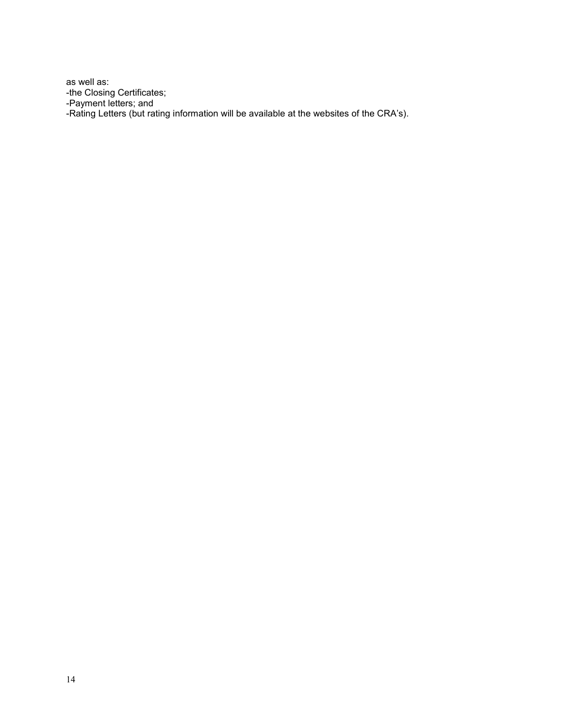as well as:

-the Closing Certificates;

-Payment letters; and

-Rating Letters (but rating information will be available at the websites of the CRA's).